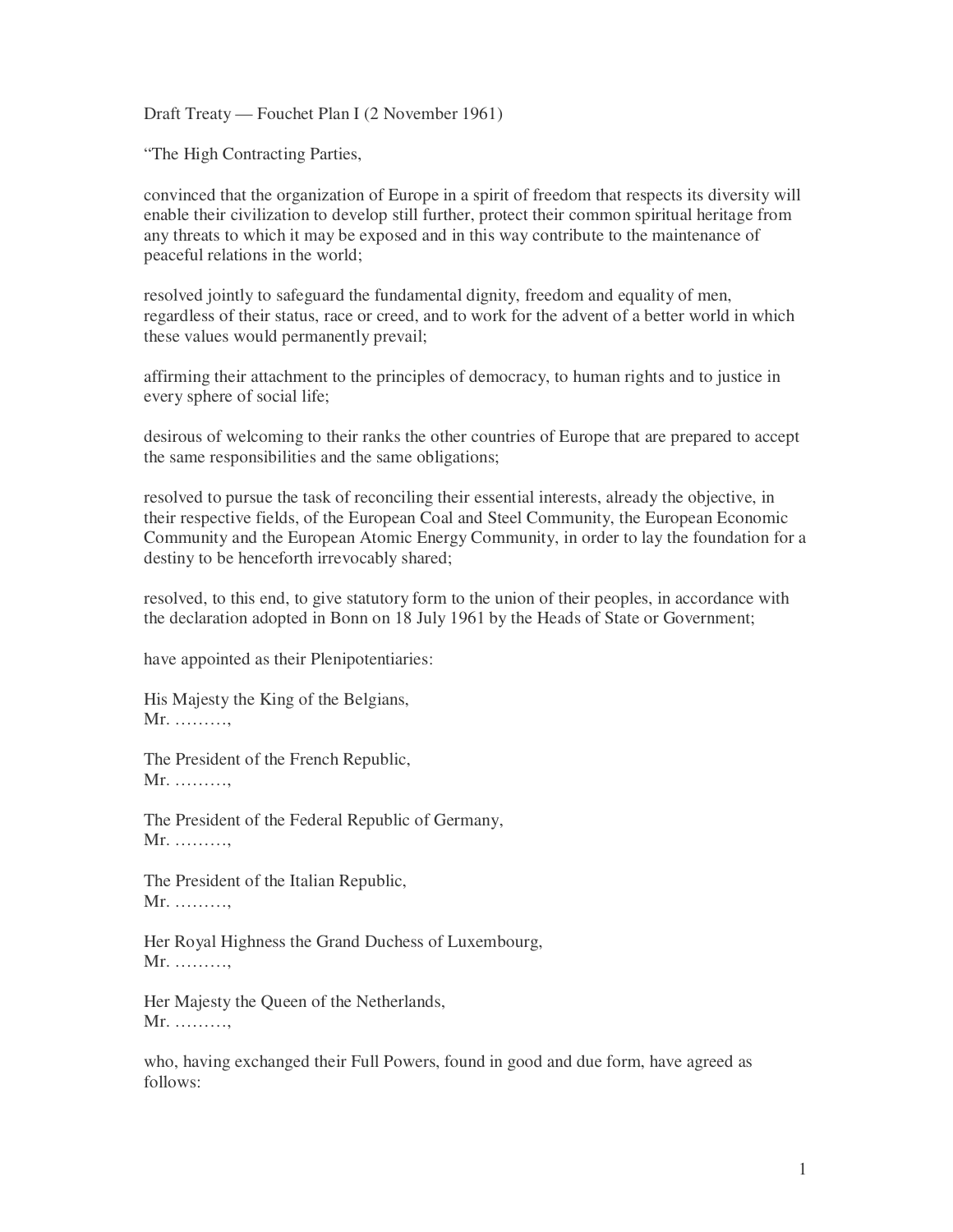Draft Treaty — Fouchet Plan I (2 November 1961)

“The High Contracting Parties,

convinced that the organization of Europe in a spirit of freedom that respects its diversity will enable their civilization to develop still further, protect their common spiritual heritage from any threats to which it may be exposed and in this way contribute to the maintenance of peaceful relations in the world;

resolved jointly to safeguard the fundamental dignity, freedom and equality of men, regardless of their status, race or creed, and to work for the advent of a better world in which these values would permanently prevail;

affirming their attachment to the principles of democracy, to human rights and to justice in every sphere of social life;

desirous of welcoming to their ranks the other countries of Europe that are prepared to accept the same responsibilities and the same obligations;

resolved to pursue the task of reconciling their essential interests, already the objective, in their respective fields, of the European Coal and Steel Community, the European Economic Community and the European Atomic Energy Community, in order to lay the foundation for a destiny to be henceforth irrevocably shared;

resolved, to this end, to give statutory form to the union of their peoples, in accordance with the declaration adopted in Bonn on 18 July 1961 by the Heads of State or Government;

have appointed as their Plenipotentiaries:

His Majesty the King of the Belgians,
Mr. ………,

The President of the French Republic,
Mr. ………,

The President of the Federal Republic of Germany,
Mr. ………,

The President of the Italian Republic,
Mr. ………,

Her Royal Highness the Grand Duchess of Luxembourg,
Mr. ………,

Her Majesty the Queen of the Netherlands,
Mr. ………,

who, having exchanged their Full Powers, found in good and due form, have agreed as follows: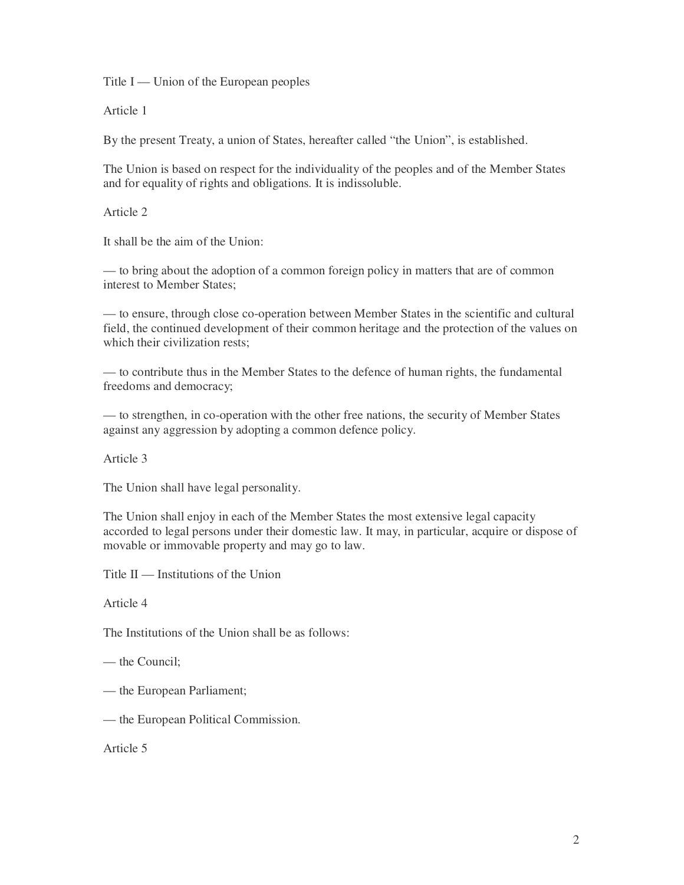## Title I — Union of the European peoples

### Article 1

By the present Treaty, a union of States, hereafter called "the Union", is established.

The Union is based on respect for the individuality of the peoples and of the Member States and for equality of rights and obligations. It is indissoluble.

### Article 2

It shall be the aim of the Union:

— to bring about the adoption of a common foreign policy in matters that are of common interest to Member States;

— to ensure, through close co-operation between Member States in the scientific and cultural field, the continued development of their common heritage and the protection of the values on which their civilization rests;

— to contribute thus in the Member States to the defence of human rights, the fundamental freedoms and democracy;

— to strengthen, in co-operation with the other free nations, the security of Member States against any aggression by adopting a common defence policy.

### Article 3

The Union shall have legal personality.

The Union shall enjoy in each of the Member States the most extensive legal capacity accorded to legal persons under their domestic law. It may, in particular, acquire or dispose of movable or immovable property and may go to law.

## Title II — Institutions of the Union

### Article 4

The Institutions of the Union shall be as follows:

— the Council;

— the European Parliament;

— the European Political Commission.

### Article 5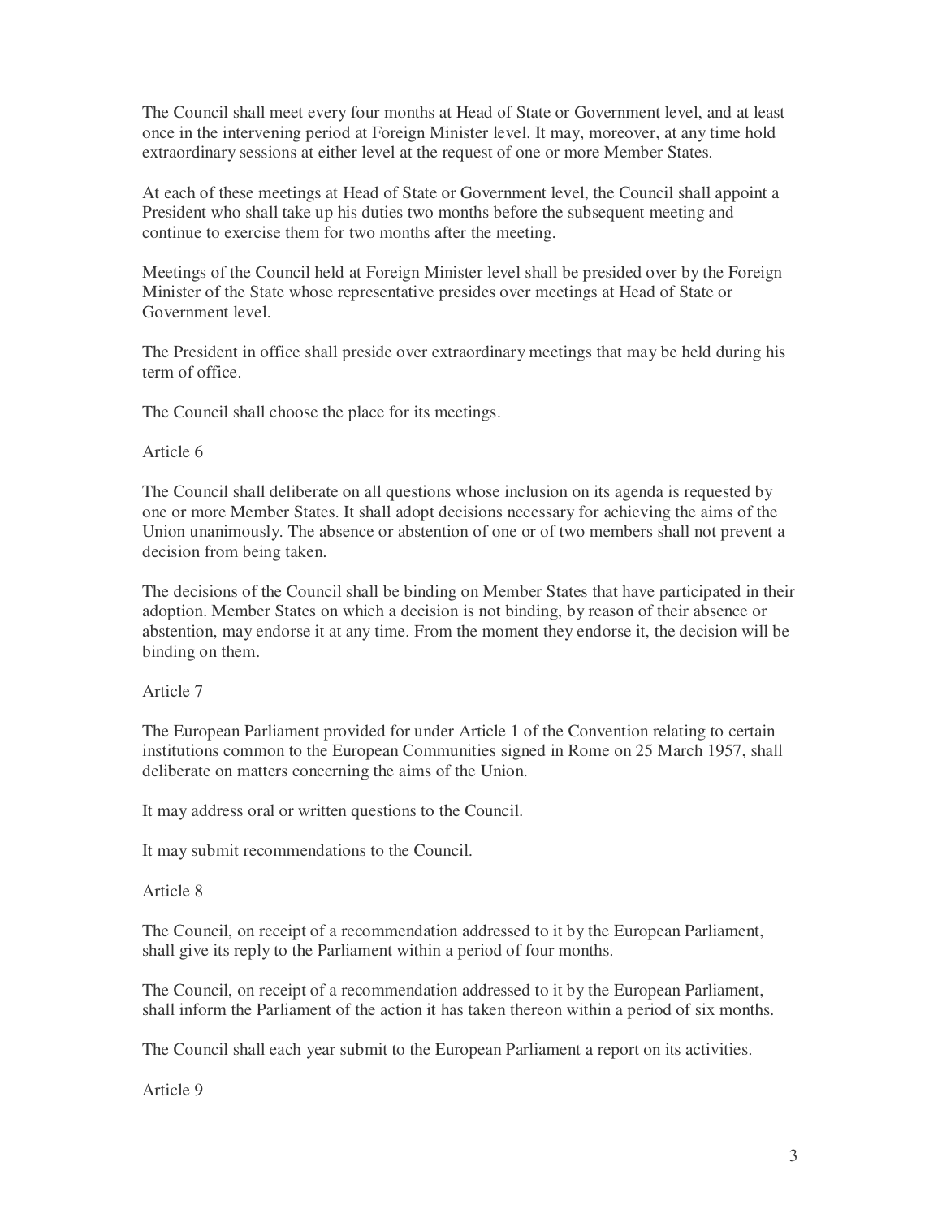The Council shall meet every four months at Head of State or Government level, and at least once in the intervening period at Foreign Minister level. It may, moreover, at any time hold extraordinary sessions at either level at the request of one or more Member States.

At each of these meetings at Head of State or Government level, the Council shall appoint a President who shall take up his duties two months before the subsequent meeting and continue to exercise them for two months after the meeting.

Meetings of the Council held at Foreign Minister level shall be presided over by the Foreign Minister of the State whose representative presides over meetings at Head of State or Government level.

The President in office shall preside over extraordinary meetings that may be held during his term of office.

The Council shall choose the place for its meetings.

Article 6

The Council shall deliberate on all questions whose inclusion on its agenda is requested by one or more Member States. It shall adopt decisions necessary for achieving the aims of the Union unanimously. The absence or abstention of one or of two members shall not prevent a decision from being taken.

The decisions of the Council shall be binding on Member States that have participated in their adoption. Member States on which a decision is not binding, by reason of their absence or abstention, may endorse it at any time. From the moment they endorse it, the decision will be binding on them.

Article 7

The European Parliament provided for under Article 1 of the Convention relating to certain institutions common to the European Communities signed in Rome on 25 March 1957, shall deliberate on matters concerning the aims of the Union.

It may address oral or written questions to the Council.

It may submit recommendations to the Council.

Article 8

The Council, on receipt of a recommendation addressed to it by the European Parliament, shall give its reply to the Parliament within a period of four months.

The Council, on receipt of a recommendation addressed to it by the European Parliament, shall inform the Parliament of the action it has taken thereon within a period of six months.

The Council shall each year submit to the European Parliament a report on its activities.

Article 9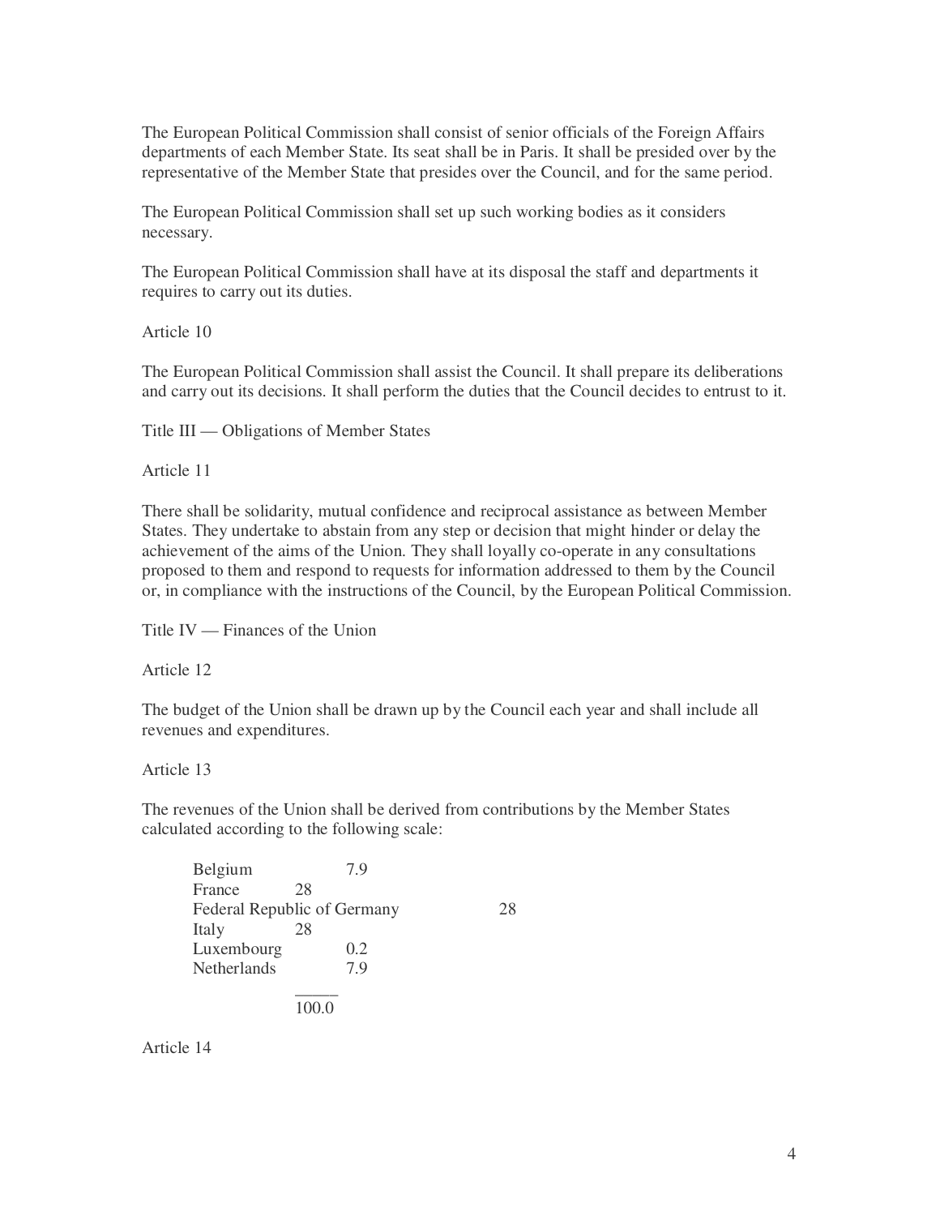The European Political Commission shall consist of senior officials of the Foreign Affairs departments of each Member State. Its seat shall be in Paris. It shall be presided over by the representative of the Member State that presides over the Council, and for the same period.

The European Political Commission shall set up such working bodies as it considers necessary.

The European Political Commission shall have at its disposal the staff and departments it requires to carry out its duties.

Article 10

The European Political Commission shall assist the Council. It shall prepare its deliberations and carry out its decisions. It shall perform the duties that the Council decides to entrust to it.

Title III — Obligations of Member States

Article 11

There shall be solidarity, mutual confidence and reciprocal assistance as between Member States. They undertake to abstain from any step or decision that might hinder or delay the achievement of the aims of the Union. They shall loyally co-operate in any consultations proposed to them and respond to requests for information addressed to them by the Council or, in compliance with the instructions of the Council, by the European Political Commission.

Title IV — Finances of the Union

Article 12

The budget of the Union shall be drawn up by the Council each year and shall include all revenues and expenditures.

Article 13

The revenues of the Union shall be derived from contributions by the Member States calculated according to the following scale:

| | |
|---|---|
| Belgium | 7.9 |
| France | 28 |
| Federal Republic of Germany | 28 |
| Italy | 28 |
| Luxembourg | 0.2 |
| Netherlands | 7.9 |
| | 100.0 |

Article 14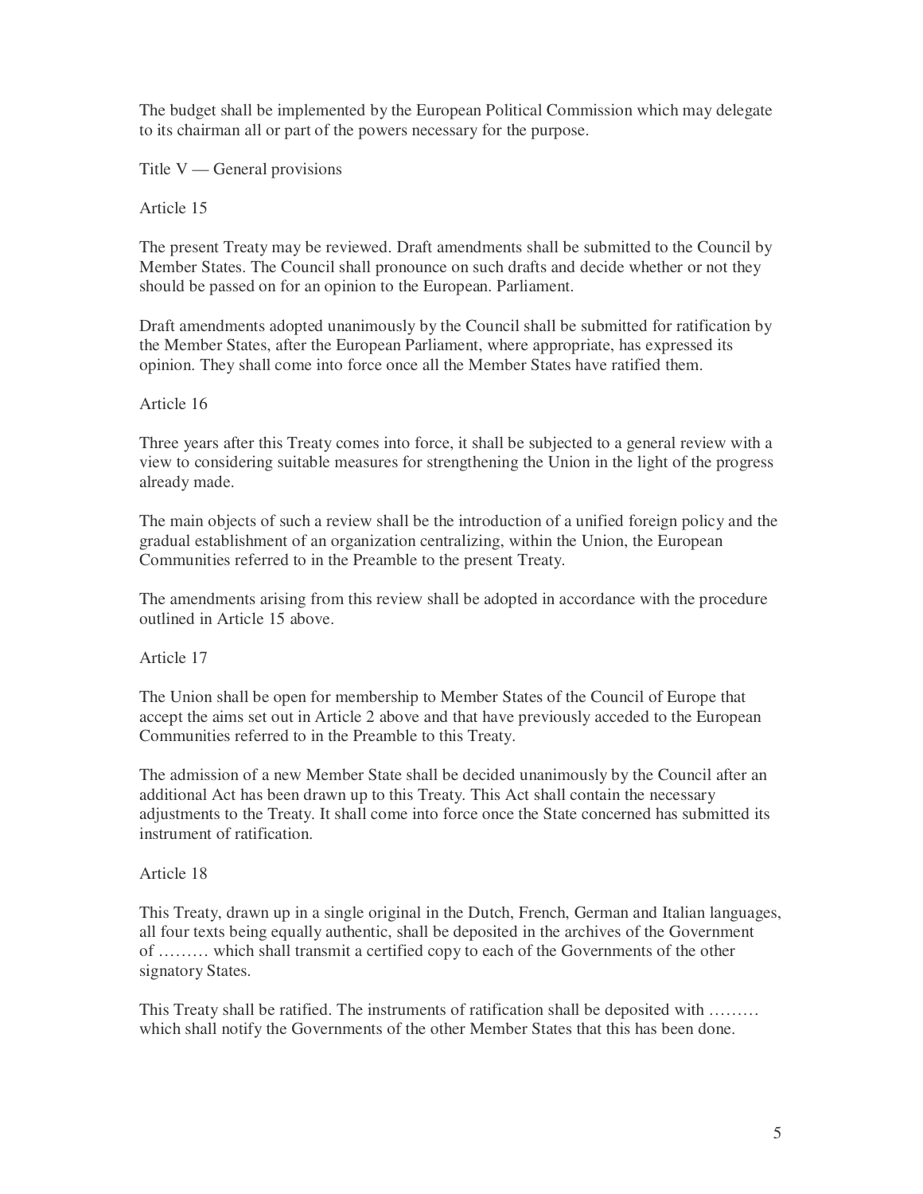The budget shall be implemented by the European Political Commission which may delegate to its chairman all or part of the powers necessary for the purpose.

## Title V — General provisions

### Article 15

The present Treaty may be reviewed. Draft amendments shall be submitted to the Council by Member States. The Council shall pronounce on such drafts and decide whether or not they should be passed on for an opinion to the European. Parliament.

Draft amendments adopted unanimously by the Council shall be submitted for ratification by the Member States, after the European Parliament, where appropriate, has expressed its opinion. They shall come into force once all the Member States have ratified them.

### Article 16

Three years after this Treaty comes into force, it shall be subjected to a general review with a view to considering suitable measures for strengthening the Union in the light of the progress already made.

The main objects of such a review shall be the introduction of a unified foreign policy and the gradual establishment of an organization centralizing, within the Union, the European Communities referred to in the Preamble to the present Treaty.

The amendments arising from this review shall be adopted in accordance with the procedure outlined in Article 15 above.

### Article 17

The Union shall be open for membership to Member States of the Council of Europe that accept the aims set out in Article 2 above and that have previously acceded to the European Communities referred to in the Preamble to this Treaty.

The admission of a new Member State shall be decided unanimously by the Council after an additional Act has been drawn up to this Treaty. This Act shall contain the necessary adjustments to the Treaty. It shall come into force once the State concerned has submitted its instrument of ratification.

### Article 18

This Treaty, drawn up in a single original in the Dutch, French, German and Italian languages, all four texts being equally authentic, shall be deposited in the archives of the Government of ……… which shall transmit a certified copy to each of the Governments of the other signatory States.

This Treaty shall be ratified. The instruments of ratification shall be deposited with ……… which shall notify the Governments of the other Member States that this has been done.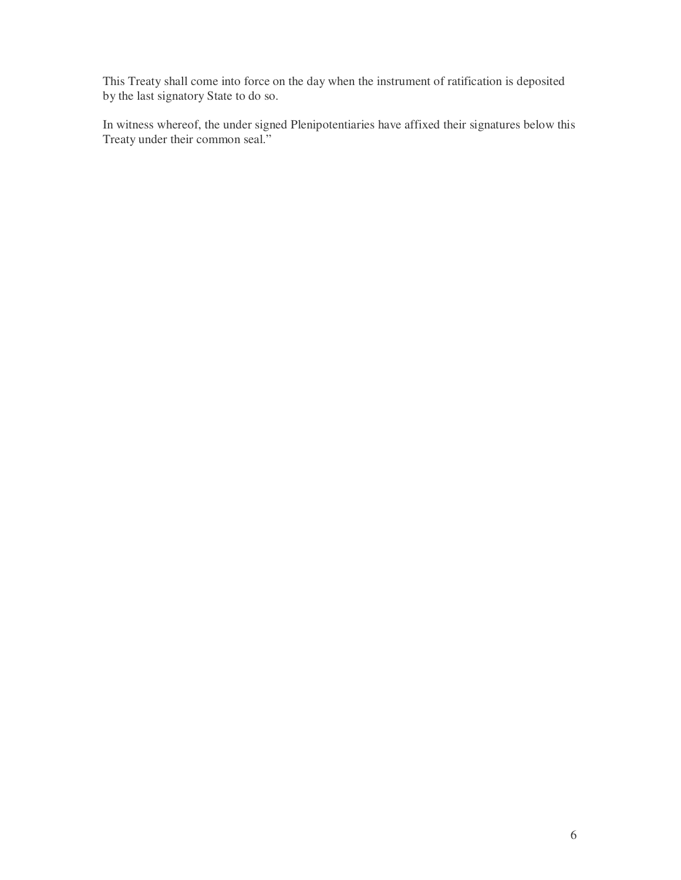This Treaty shall come into force on the day when the instrument of ratification is deposited by the last signatory State to do so.

In witness whereof, the under signed Plenipotentiaries have affixed their signatures below this Treaty under their common seal."